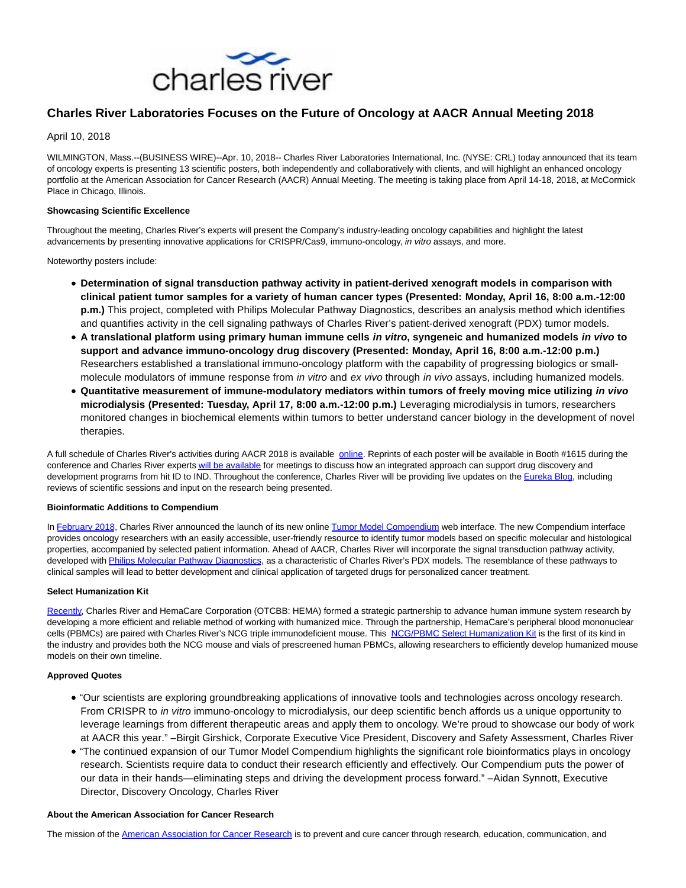# Charles River Laboratories Focuses on the Future of Oncology at AACR Annual Meeting 2018

April 10, 2018

WILMINGTON, Mass.--(BUSINESS WIRE)--Apr. 10, 2018-- Charles River Laboratories International, Inc. (NYSE: CRL) today announced that its team of oncology experts is presenting 13 scientific posters, both independently and collaboratively with clients, and will highlight an enhanced oncology portfolio at the American Association for Cancer Research (AACR) Annual Meeting. The meeting is taking place from April 14-18, 2018, at McCormick Place in Chicago, Illinois.

**Showcasing Scientific Excellence**

Throughout the meeting, Charles River's experts will present the Company's industry-leading oncology capabilities and highlight the latest advancements by presenting innovative applications for CRISPR/Cas9, immuno-oncology, *in vitro* assays, and more.

Noteworthy posters include:

- **Determination of signal transduction pathway activity in patient-derived xenograft models in comparison with clinical patient tumor samples for a variety of human cancer types (Presented: Monday, April 16, 8:00 a.m.-12:00 p.m.)** This project, completed with Philips Molecular Pathway Diagnostics, describes an analysis method which identifies and quantifies activity in the cell signaling pathways of Charles River's patient-derived xenograft (PDX) tumor models.
- **A translational platform using primary human immune cells *in vitro*, syngeneic and humanized models *in vivo* to support and advance immuno-oncology drug discovery (Presented: Monday, April 16, 8:00 a.m.-12:00 p.m.)** Researchers established a translational immuno-oncology platform with the capability of progressing biologics or small-molecule modulators of immune response from *in vitro* and *ex vivo* through *in vivo* assays, including humanized models.
- **Quantitative measurement of immune-modulatory mediators within tumors of freely moving mice utilizing *in vivo* microdialysis (Presented: Tuesday, April 17, 8:00 a.m.-12:00 p.m.)** Leveraging microdialysis in tumors, researchers monitored changes in biochemical elements within tumors to better understand cancer biology in the development of novel therapies.

A full schedule of Charles River's activities during AACR 2018 is available online. Reprints of each poster will be available in Booth #1615 during the conference and Charles River experts will be available for meetings to discuss how an integrated approach can support drug discovery and development programs from hit ID to IND. Throughout the conference, Charles River will be providing live updates on the Eureka Blog, including reviews of scientific sessions and input on the research being presented.

**Bioinformatic Additions to Compendium**

In February 2018, Charles River announced the launch of its new online Tumor Model Compendium web interface. The new Compendium interface provides oncology researchers with an easily accessible, user-friendly resource to identify tumor models based on specific molecular and histological properties, accompanied by selected patient information. Ahead of AACR, Charles River will incorporate the signal transduction pathway activity, developed with Philips Molecular Pathway Diagnostics, as a characteristic of Charles River's PDX models. The resemblance of these pathways to clinical samples will lead to better development and clinical application of targeted drugs for personalized cancer treatment.

**Select Humanization Kit**

Recently, Charles River and HemaCare Corporation (OTCBB: HEMA) formed a strategic partnership to advance human immune system research by developing a more efficient and reliable method of working with humanized mice. Through the partnership, HemaCare's peripheral blood mononuclear cells (PBMCs) are paired with Charles River's NCG triple immunodeficient mouse. This NCG/PBMC Select Humanization Kit is the first of its kind in the industry and provides both the NCG mouse and vials of prescreened human PBMCs, allowing researchers to efficiently develop humanized mouse models on their own timeline.

**Approved Quotes**

- "Our scientists are exploring groundbreaking applications of innovative tools and technologies across oncology research. From CRISPR to *in vitro* immuno-oncology to microdialysis, our deep scientific bench affords us a unique opportunity to leverage learnings from different therapeutic areas and apply them to oncology. We're proud to showcase our body of work at AACR this year." –Birgit Girshick, Corporate Executive Vice President, Discovery and Safety Assessment, Charles River
- "The continued expansion of our Tumor Model Compendium highlights the significant role bioinformatics plays in oncology research. Scientists require data to conduct their research efficiently and effectively. Our Compendium puts the power of our data in their hands—eliminating steps and driving the development process forward." –Aidan Synnott, Executive Director, Discovery Oncology, Charles River

**About the American Association for Cancer Research**

The mission of the American Association for Cancer Research is to prevent and cure cancer through research, education, communication, and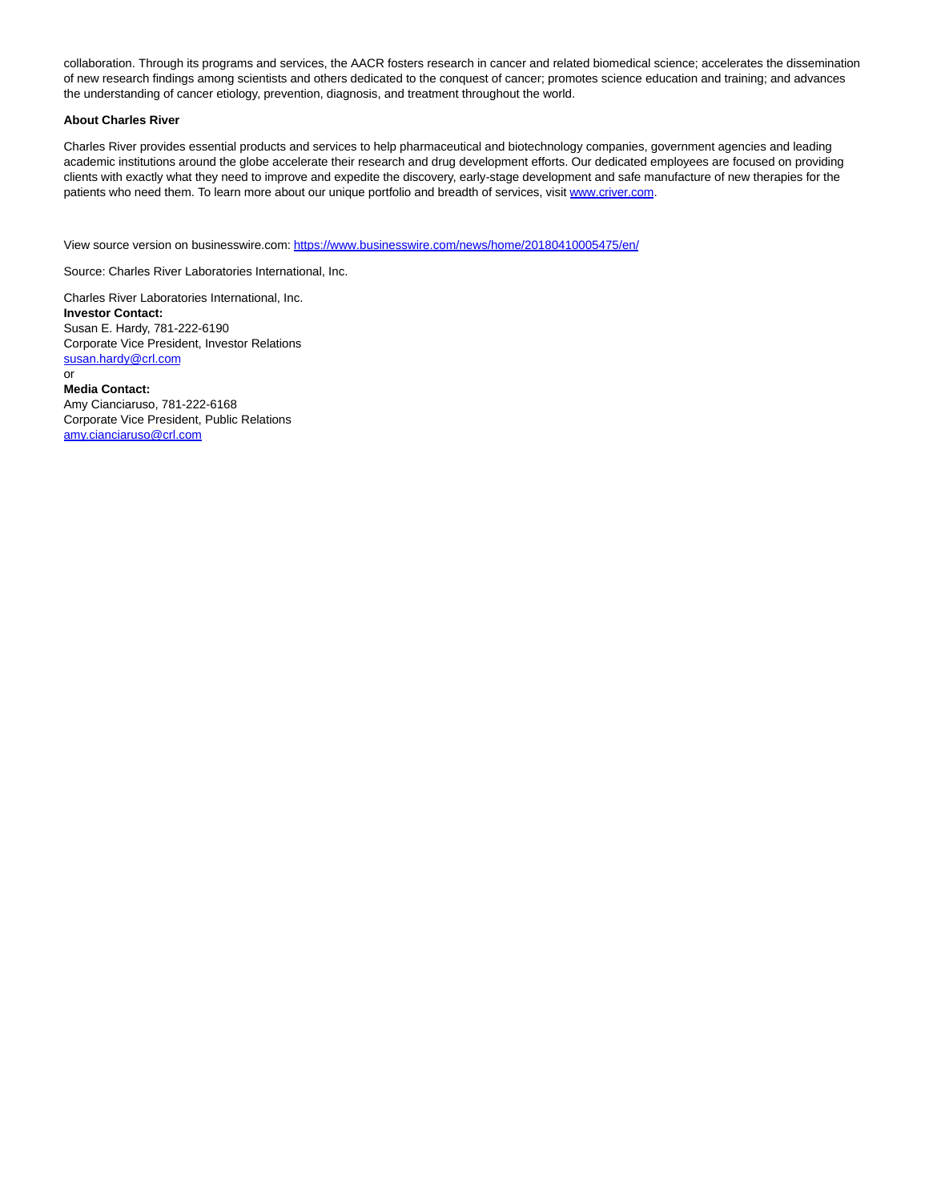collaboration. Through its programs and services, the AACR fosters research in cancer and related biomedical science; accelerates the dissemination of new research findings among scientists and others dedicated to the conquest of cancer; promotes science education and training; and advances the understanding of cancer etiology, prevention, diagnosis, and treatment throughout the world.

**About Charles River**

Charles River provides essential products and services to help pharmaceutical and biotechnology companies, government agencies and leading academic institutions around the globe accelerate their research and drug development efforts. Our dedicated employees are focused on providing clients with exactly what they need to improve and expedite the discovery, early-stage development and safe manufacture of new therapies for the patients who need them. To learn more about our unique portfolio and breadth of services, visit [www.criver.com](www.criver.com).

View source version on businesswire.com: [https://www.businesswire.com/news/home/20180410005475/en/](https://www.businesswire.com/news/home/20180410005475/en/)

Source: Charles River Laboratories International, Inc.

Charles River Laboratories International, Inc.
**Investor Contact:**
Susan E. Hardy, 781-222-6190
Corporate Vice President, Investor Relations
[susan.hardy@crl.com](mailto:susan.hardy@crl.com)
or
**Media Contact:**
Amy Cianciaruso, 781-222-6168
Corporate Vice President, Public Relations
[amy.cianciaruso@crl.com](mailto:amy.cianciaruso@crl.com)